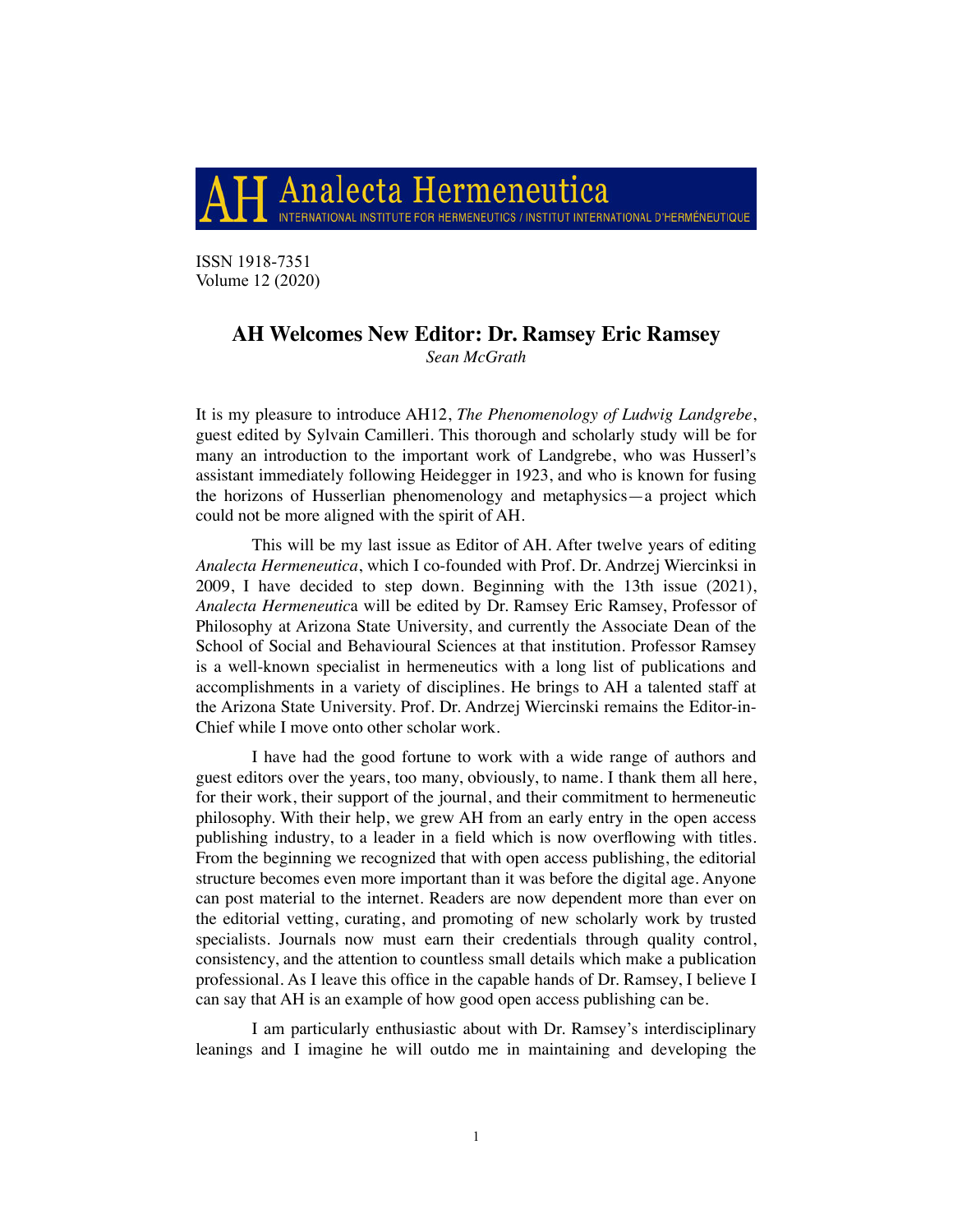# AH Analecta Hermeneutica

INTERNATIONAL INSTITUTE FOR HERMENEUTICS / INSTITUT INTERNATIONAL D'HERMÉNEUTIQUE

ISSN 1918-7351
Volume 12 (2020)

## AH Welcomes New Editor: Dr. Ramsey Eric Ramsey

*Sean McGrath*

It is my pleasure to introduce AH12, *The Phenomenology of Ludwig Landgrebe*, guest edited by Sylvain Camilleri. This thorough and scholarly study will be for many an introduction to the important work of Landgrebe, who was Husserl's assistant immediately following Heidegger in 1923, and who is known for fusing the horizons of Husserlian phenomenology and metaphysics—a project which could not be more aligned with the spirit of AH.

This will be my last issue as Editor of AH. After twelve years of editing *Analecta Hermeneutica*, which I co-founded with Prof. Dr. Andrzej Wiercinksi in 2009, I have decided to step down. Beginning with the 13th issue (2021), *Analecta Hermeneutic*a will be edited by Dr. Ramsey Eric Ramsey, Professor of Philosophy at Arizona State University, and currently the Associate Dean of the School of Social and Behavioural Sciences at that institution. Professor Ramsey is a well-known specialist in hermeneutics with a long list of publications and accomplishments in a variety of disciplines. He brings to AH a talented staff at the Arizona State University. Prof. Dr. Andrzej Wiercinski remains the Editor-in-Chief while I move onto other scholar work.

I have had the good fortune to work with a wide range of authors and guest editors over the years, too many, obviously, to name. I thank them all here, for their work, their support of the journal, and their commitment to hermeneutic philosophy. With their help, we grew AH from an early entry in the open access publishing industry, to a leader in a field which is now overflowing with titles. From the beginning we recognized that with open access publishing, the editorial structure becomes even more important than it was before the digital age. Anyone can post material to the internet. Readers are now dependent more than ever on the editorial vetting, curating, and promoting of new scholarly work by trusted specialists. Journals now must earn their credentials through quality control, consistency, and the attention to countless small details which make a publication professional. As I leave this office in the capable hands of Dr. Ramsey, I believe I can say that AH is an example of how good open access publishing can be.

I am particularly enthusiastic about with Dr. Ramsey's interdisciplinary leanings and I imagine he will outdo me in maintaining and developing the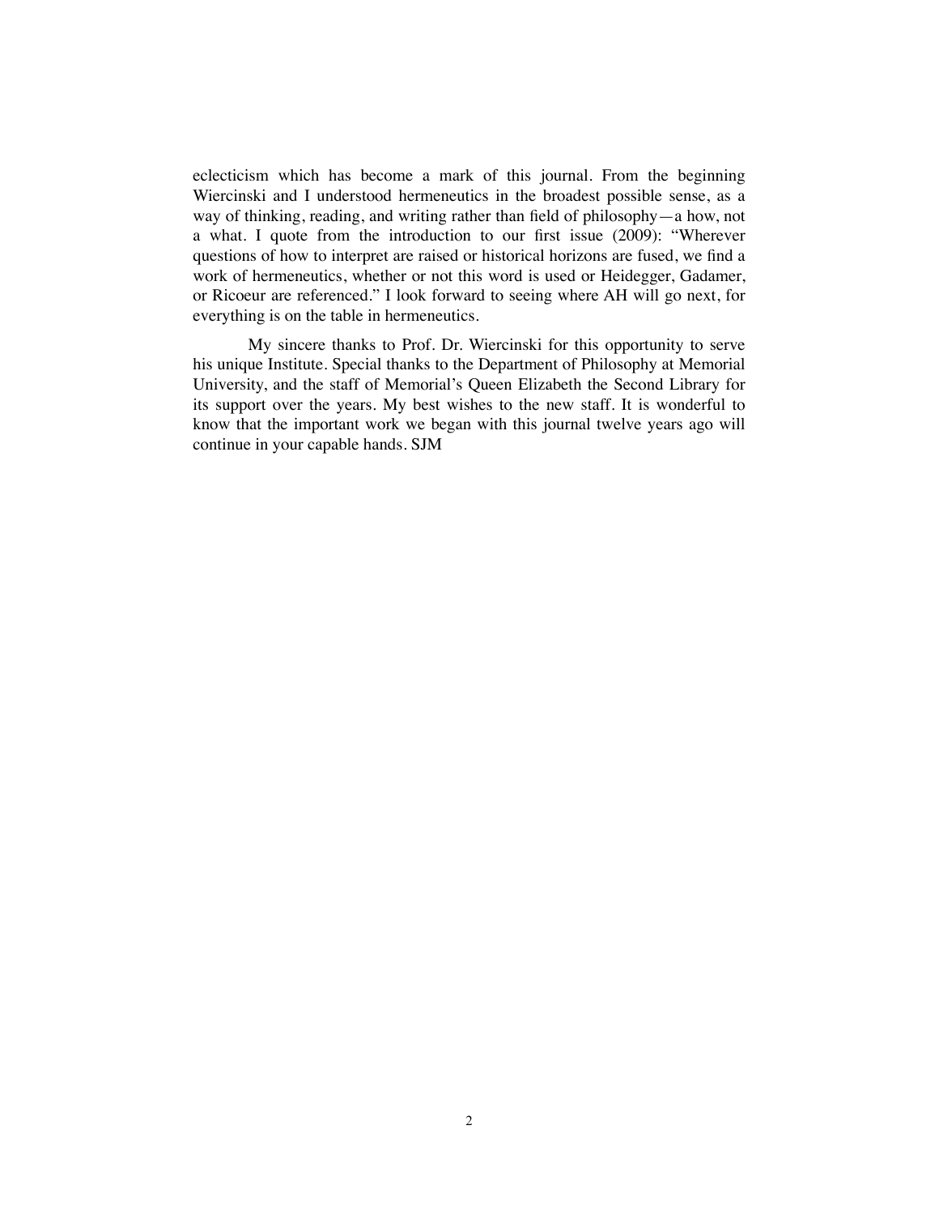eclecticism which has become a mark of this journal. From the beginning Wiercinski and I understood hermeneutics in the broadest possible sense, as a way of thinking, reading, and writing rather than field of philosophy—a how, not a what. I quote from the introduction to our first issue (2009): "Wherever questions of how to interpret are raised or historical horizons are fused, we find a work of hermeneutics, whether or not this word is used or Heidegger, Gadamer, or Ricoeur are referenced." I look forward to seeing where AH will go next, for everything is on the table in hermeneutics.

My sincere thanks to Prof. Dr. Wiercinski for this opportunity to serve his unique Institute. Special thanks to the Department of Philosophy at Memorial University, and the staff of Memorial's Queen Elizabeth the Second Library for its support over the years. My best wishes to the new staff. It is wonderful to know that the important work we began with this journal twelve years ago will continue in your capable hands. SJM